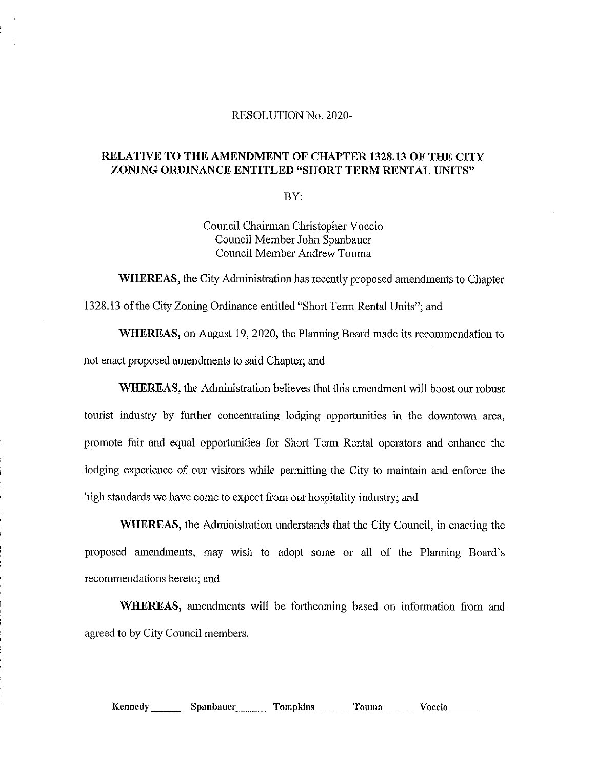RESOLUTION No. 2020-

## RELATIVE TO THE AMENDMENT OF CHAPTER 1328.13 OF THE CITY ZONING ORDINANCE ENTITLED "SHORT TERM RENTAL UNITS"

BY:

Council Chairman Christopher Voccio
Council Member John Spanbauer
Council Member Andrew Touma

**WHEREAS,** the City Administration has recently proposed amendments to Chapter 1328.13 of the City Zoning Ordinance entitled "Short Term Rental Units"; and

**WHEREAS,** on August 19, 2020, the Planning Board made its recommendation to not enact proposed amendments to said Chapter; and

**WHEREAS,** the Administration believes that this amendment will boost our robust tourist industry by further concentrating lodging opportunities in the downtown area, promote fair and equal opportunities for Short Term Rental operators and enhance the lodging experience of our visitors while permitting the City to maintain and enforce the high standards we have come to expect from our hospitality industry; and

**WHEREAS,** the Administration understands that the City Council, in enacting the proposed amendments, may wish to adopt some or all of the Planning Board's recommendations hereto; and

**WHEREAS,** amendments will be forthcoming based on information from and agreed to by City Council members.

Kennedy ______ Spanbauer ______ Tompkins ______ Touma ______ Voccio ______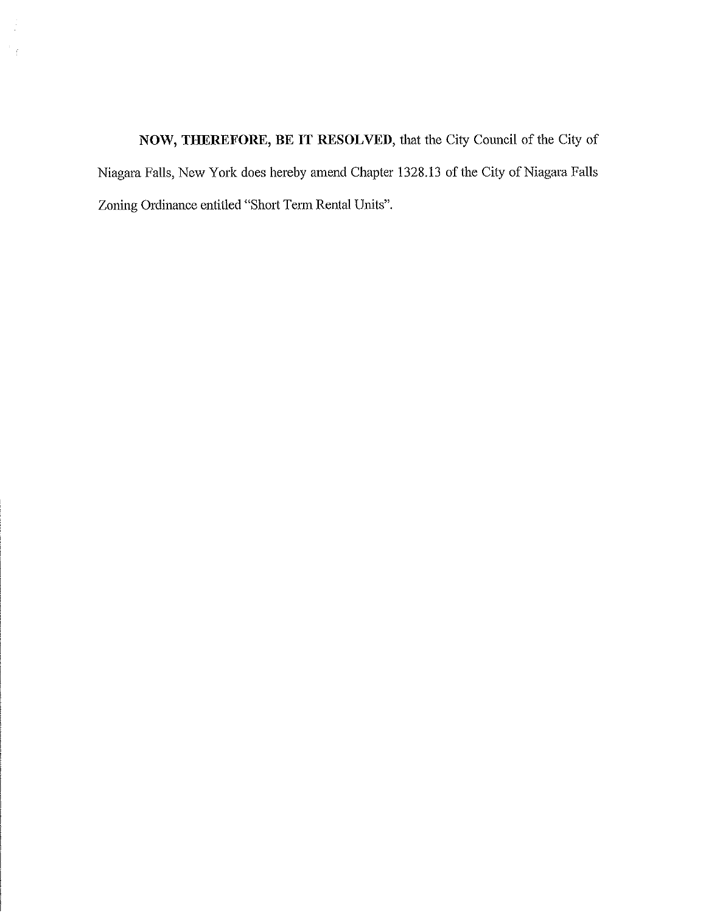**NOW, THEREFORE, BE IT RESOLVED**, that the City Council of the City of Niagara Falls, New York does hereby amend Chapter 1328.13 of the City of Niagara Falls Zoning Ordinance entitled "Short Term Rental Units".